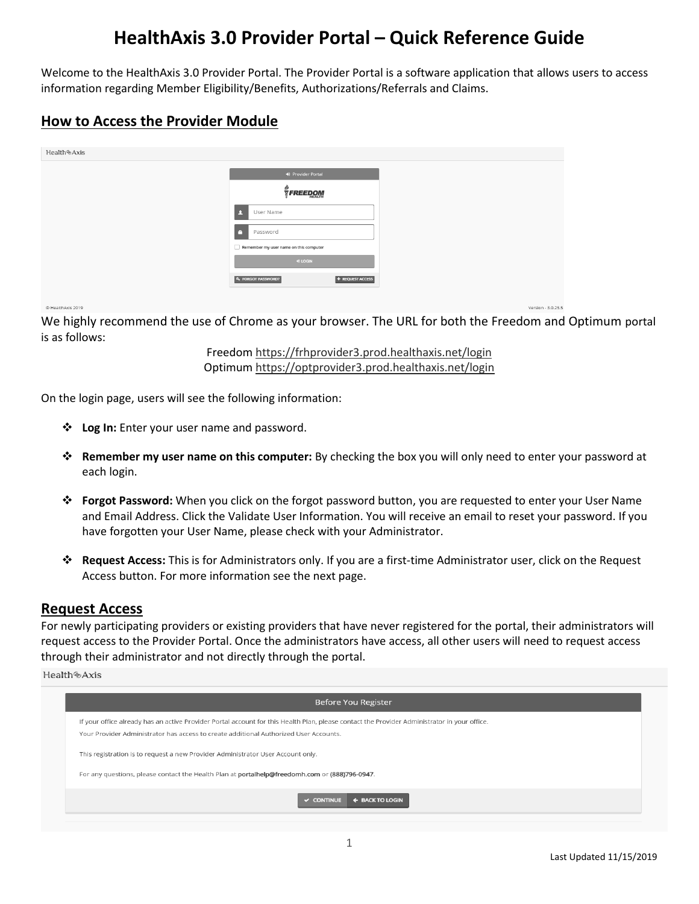# HealthAxis 3.0 Provider Portal – Quick Reference Guide

Welcome to the HealthAxis 3.0 Provider Portal. The Provider Portal is a software application that allows users to access information regarding Member Eligibility/Benefits, Authorizations/Referrals and Claims.

## How to Access the Provider Module

We highly recommend the use of Chrome as your browser. The URL for both the Freedom and Optimum portal is as follows:

Freedom https://frhprovider3.prod.healthaxis.net/login
Optimum https://optprovider3.prod.healthaxis.net/login

On the login page, users will see the following information:

- **Log In:** Enter your user name and password.
- **Remember my user name on this computer:** By checking the box you will only need to enter your password at each login.
- **Forgot Password:** When you click on the forgot password button, you are requested to enter your User Name and Email Address. Click the Validate User Information. You will receive an email to reset your password. If you have forgotten your User Name, please check with your Administrator.
- **Request Access:** This is for Administrators only. If you are a first-time Administrator user, click on the Request Access button. For more information see the next page.

## Request Access

For newly participating providers or existing providers that have never registered for the portal, their administrators will request access to the Provider Portal. Once the administrators have access, all other users will need to request access through their administrator and not directly through the portal.

Last Updated 11/15/2019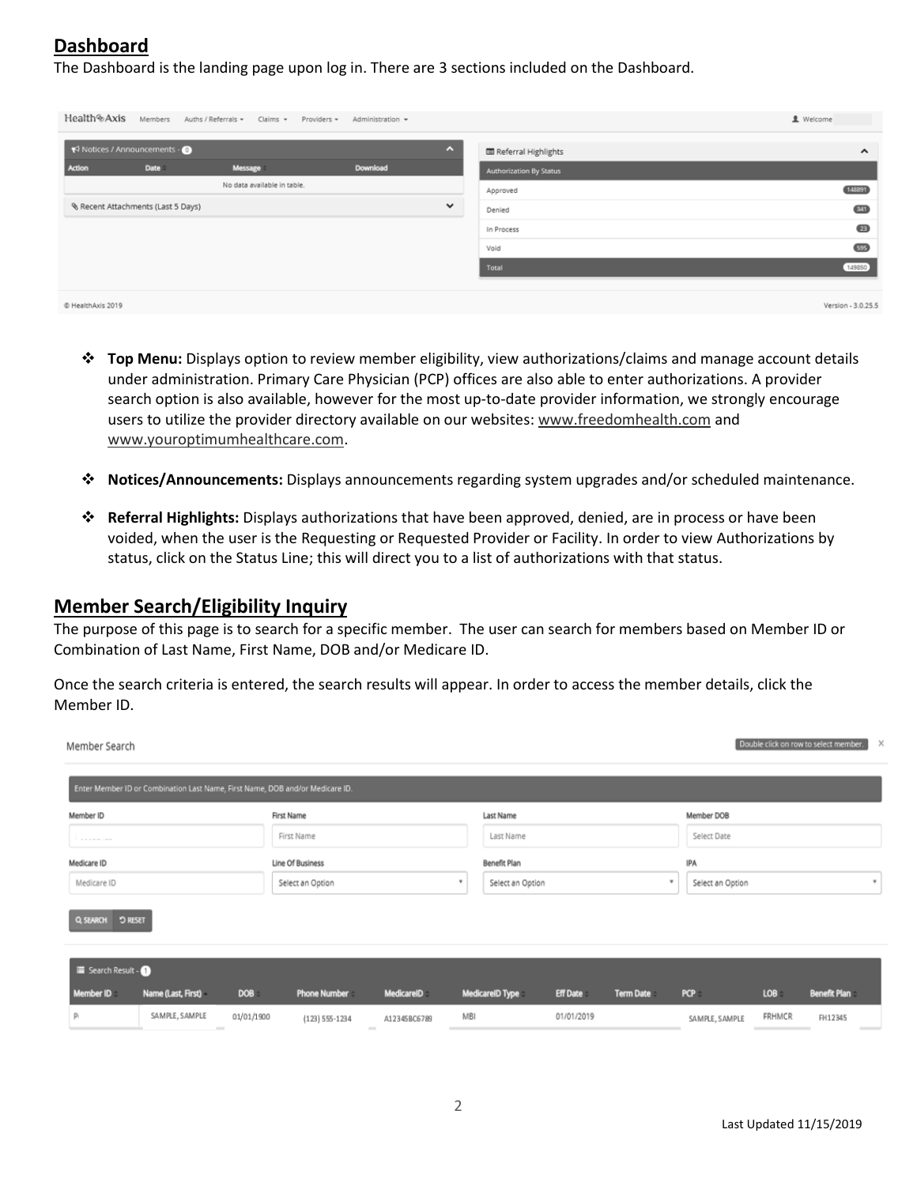## Dashboard

The Dashboard is the landing page upon log in. There are 3 sections included on the Dashboard.

- **Top Menu:** Displays option to review member eligibility, view authorizations/claims and manage account details under administration. Primary Care Physician (PCP) offices are also able to enter authorizations. A provider search option is also available, however for the most up-to-date provider information, we strongly encourage users to utilize the provider directory available on our websites: www.freedomhealth.com and www.youroptimumhealthcare.com.

- **Notices/Announcements:** Displays announcements regarding system upgrades and/or scheduled maintenance.

- **Referral Highlights:** Displays authorizations that have been approved, denied, are in process or have been voided, when the user is the Requesting or Requested Provider or Facility. In order to view Authorizations by status, click on the Status Line; this will direct you to a list of authorizations with that status.

## Member Search/Eligibility Inquiry

The purpose of this page is to search for a specific member. The user can search for members based on Member ID or Combination of Last Name, First Name, DOB and/or Medicare ID.

Once the search criteria is entered, the search results will appear. In order to access the member details, click the Member ID.

Last Updated 11/15/2019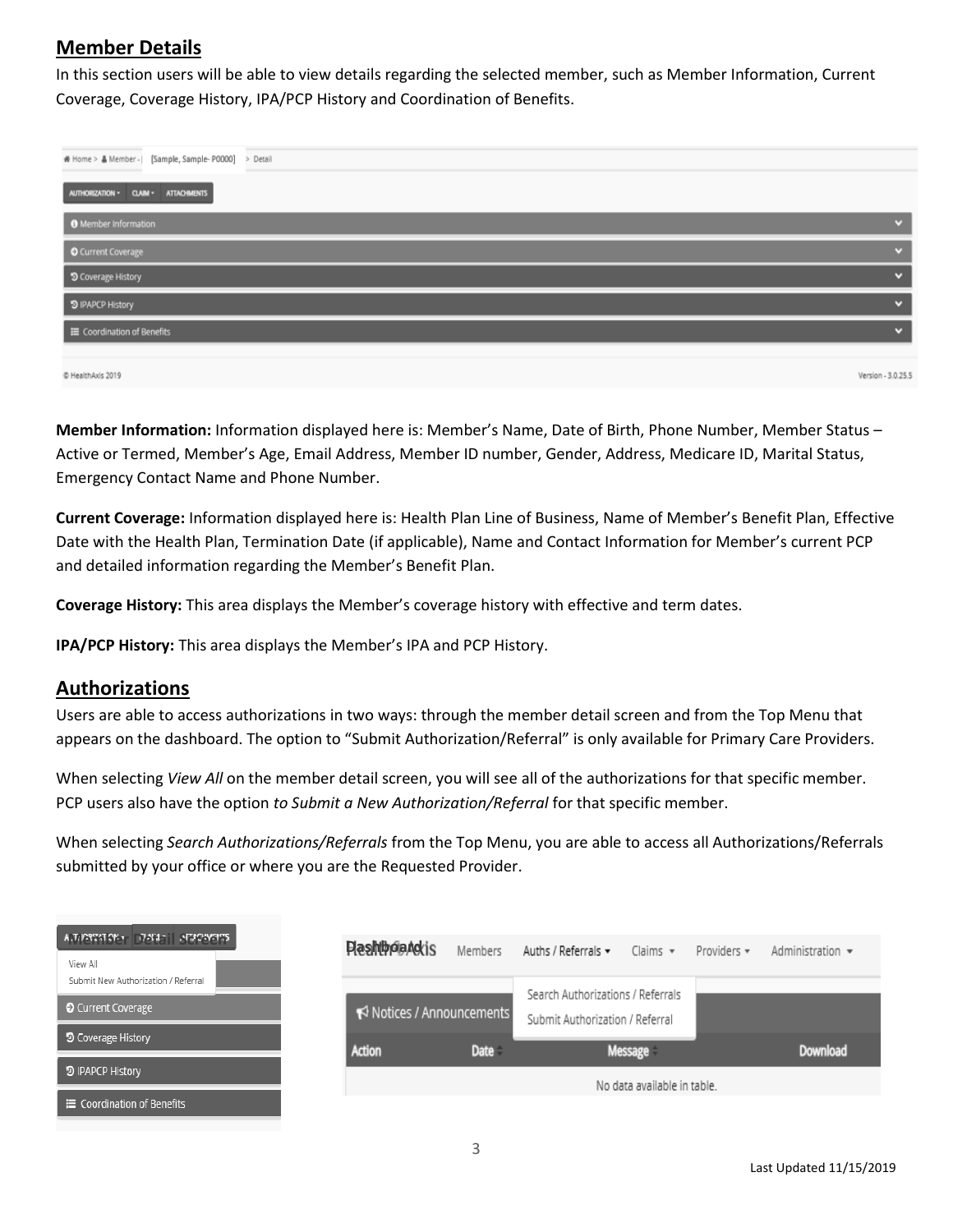## Member Details

In this section users will be able to view details regarding the selected member, such as Member Information, Current Coverage, Coverage History, IPA/PCP History and Coordination of Benefits.

**Member Information:** Information displayed here is: Member's Name, Date of Birth, Phone Number, Member Status – Active or Termed, Member's Age, Email Address, Member ID number, Gender, Address, Medicare ID, Marital Status, Emergency Contact Name and Phone Number.

**Current Coverage:** Information displayed here is: Health Plan Line of Business, Name of Member's Benefit Plan, Effective Date with the Health Plan, Termination Date (if applicable), Name and Contact Information for Member's current PCP and detailed information regarding the Member's Benefit Plan.

**Coverage History:** This area displays the Member's coverage history with effective and term dates.

**IPA/PCP History:** This area displays the Member's IPA and PCP History.

## Authorizations

Users are able to access authorizations in two ways: through the member detail screen and from the Top Menu that appears on the dashboard. The option to "Submit Authorization/Referral" is only available for Primary Care Providers.

When selecting *View All* on the member detail screen, you will see all of the authorizations for that specific member. PCP users also have the option *to Submit a New Authorization/Referral* for that specific member.

When selecting *Search Authorizations/Referrals* from the Top Menu, you are able to access all Authorizations/Referrals submitted by your office or where you are the Requested Provider.

Last Updated 11/15/2019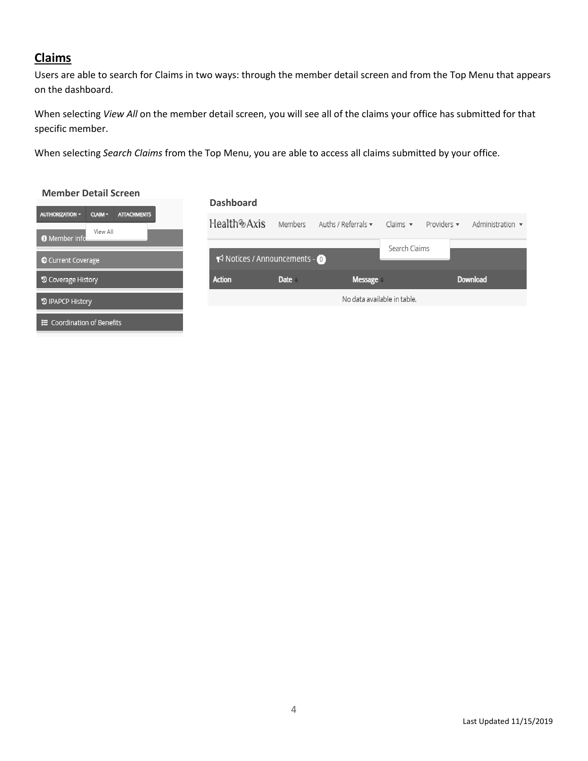## Claims

Users are able to search for Claims in two ways: through the member detail screen and from the Top Menu that appears on the dashboard.

When selecting *View All* on the member detail screen, you will see all of the claims your office has submitted for that specific member.

When selecting *Search Claims* from the Top Menu, you are able to access all claims submitted by your office.

**Member Detail Screen**

AUTHORIZATION ▾ CLAIM ▾ ATTACHMENTS

View All

Member Info

Current Coverage

Coverage History

IPAPCP History

Coordination of Benefits

**Dashboard**

HealthAxis Members Auths / Referrals ▾ Claims ▾ Providers ▾ Administration ▾

Search Claims

Notices / Announcements - 0

| Action | Date | Message | Download |
|---|---|---|---|
| No data available in table. | | | |

Last Updated 11/15/2019